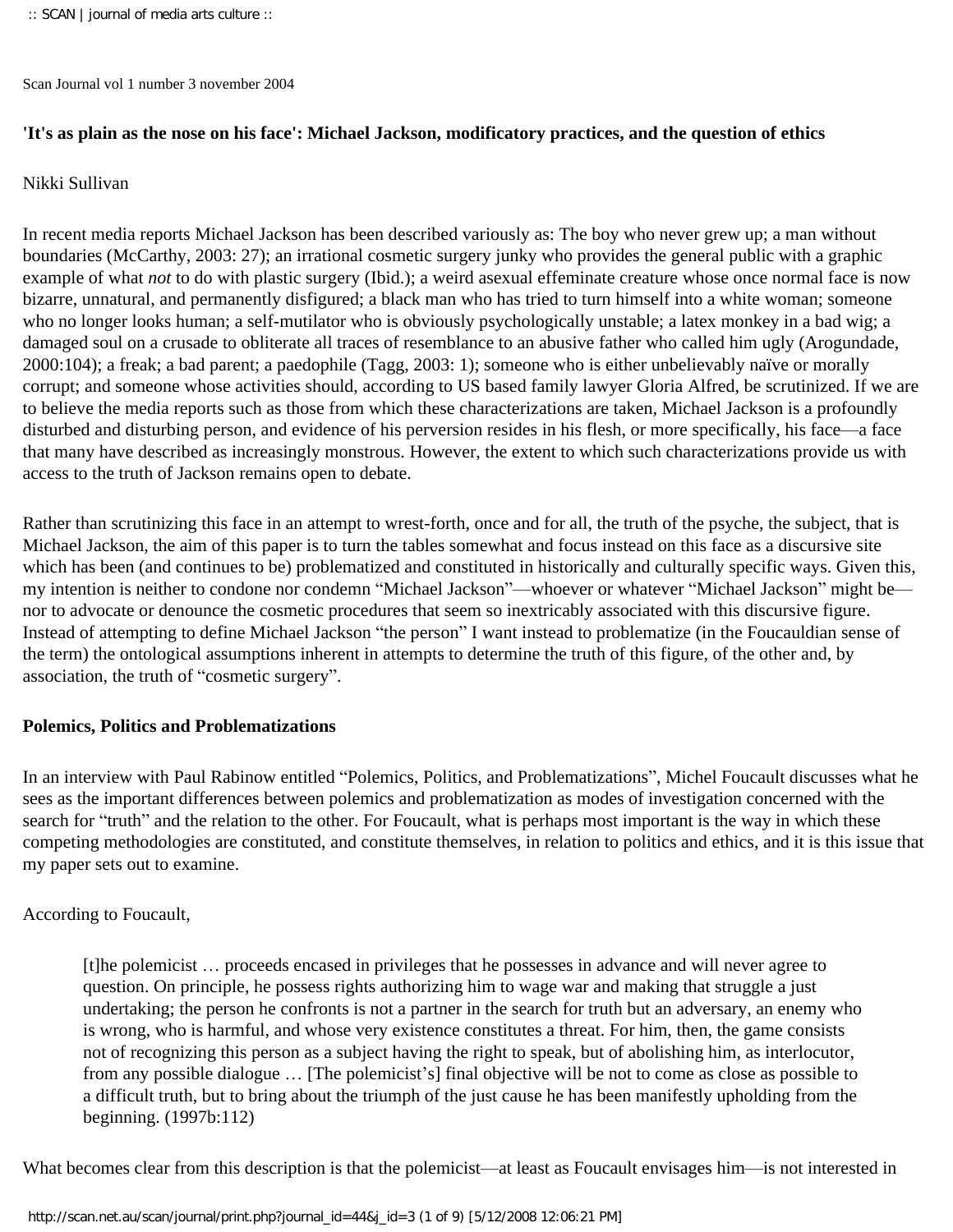Scan Journal vol 1 number 3 november 2004

**'It's as plain as the nose on his face': Michael Jackson, modificatory practices, and the question of ethics**

Nikki Sullivan

In recent media reports Michael Jackson has been described variously as: The boy who never grew up; a man without boundaries (McCarthy, 2003: 27); an irrational cosmetic surgery junky who provides the general public with a graphic example of what *not* to do with plastic surgery (Ibid.); a weird asexual effeminate creature whose once normal face is now bizarre, unnatural, and permanently disfigured; a black man who has tried to turn himself into a white woman; someone who no longer looks human; a self-mutilator who is obviously psychologically unstable; a latex monkey in a bad wig; a damaged soul on a crusade to obliterate all traces of resemblance to an abusive father who called him ugly (Arogundade, 2000:104); a freak; a bad parent; a paedophile (Tagg, 2003: 1); someone who is either unbelievably naïve or morally corrupt; and someone whose activities should, according to US based family lawyer Gloria Alfred, be scrutinized. If we are to believe the media reports such as those from which these characterizations are taken, Michael Jackson is a profoundly disturbed and disturbing person, and evidence of his perversion resides in his flesh, or more specifically, his face—a face that many have described as increasingly monstrous. However, the extent to which such characterizations provide us with access to the truth of Jackson remains open to debate.

Rather than scrutinizing this face in an attempt to wrest-forth, once and for all, the truth of the psyche, the subject, that is Michael Jackson, the aim of this paper is to turn the tables somewhat and focus instead on this face as a discursive site which has been (and continues to be) problematized and constituted in historically and culturally specific ways. Given this, my intention is neither to condone nor condemn "Michael Jackson"—whoever or whatever "Michael Jackson" might be—nor to advocate or denounce the cosmetic procedures that seem so inextricably associated with this discursive figure. Instead of attempting to define Michael Jackson "the person" I want instead to problematize (in the Foucauldian sense of the term) the ontological assumptions inherent in attempts to determine the truth of this figure, of the other and, by association, the truth of "cosmetic surgery".

**Polemics, Politics and Problematizations**

In an interview with Paul Rabinow entitled "Polemics, Politics, and Problematizations", Michel Foucault discusses what he sees as the important differences between polemics and problematization as modes of investigation concerned with the search for "truth" and the relation to the other. For Foucault, what is perhaps most important is the way in which these competing methodologies are constituted, and constitute themselves, in relation to politics and ethics, and it is this issue that my paper sets out to examine.

According to Foucault,

> [t]he polemicist … proceeds encased in privileges that he possesses in advance and will never agree to question. On principle, he possess rights authorizing him to wage war and making that struggle a just undertaking; the person he confronts is not a partner in the search for truth but an adversary, an enemy who is wrong, who is harmful, and whose very existence constitutes a threat. For him, then, the game consists not of recognizing this person as a subject having the right to speak, but of abolishing him, as interlocutor, from any possible dialogue … [The polemicist's] final objective will be not to come as close as possible to a difficult truth, but to bring about the triumph of the just cause he has been manifestly upholding from the beginning. (1997b:112)

What becomes clear from this description is that the polemicist—at least as Foucault envisages him—is not interested in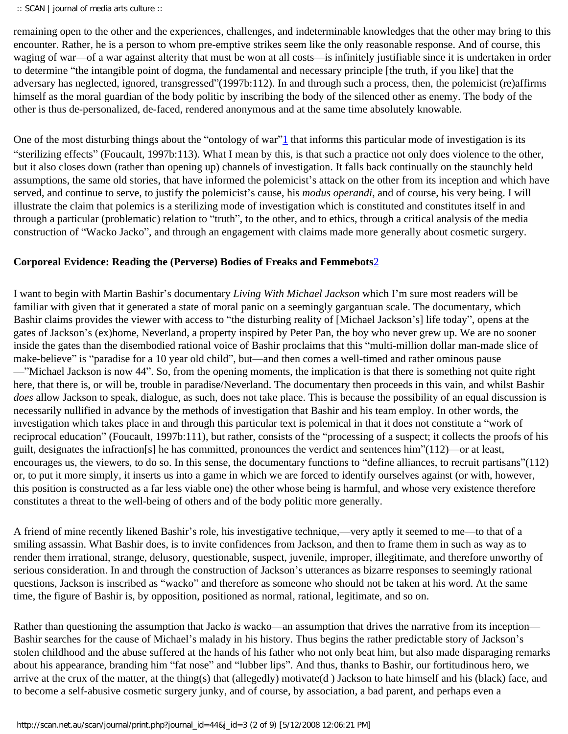remaining open to the other and the experiences, challenges, and indeterminable knowledges that the other may bring to this encounter. Rather, he is a person to whom pre-emptive strikes seem like the only reasonable response. And of course, this waging of war—of a war against alterity that must be won at all costs—is infinitely justifiable since it is undertaken in order to determine "the intangible point of dogma, the fundamental and necessary principle [the truth, if you like] that the adversary has neglected, ignored, transgressed"(1997b:112). In and through such a process, then, the polemicist (re)affirms himself as the moral guardian of the body politic by inscribing the body of the silenced other as enemy. The body of the other is thus de-personalized, de-faced, rendered anonymous and at the same time absolutely knowable.

One of the most disturbing things about the "ontology of war"[1] that informs this particular mode of investigation is its "sterilizing effects" (Foucault, 1997b:113). What I mean by this, is that such a practice not only does violence to the other, but it also closes down (rather than opening up) channels of investigation. It falls back continually on the staunchly held assumptions, the same old stories, that have informed the polemicist's attack on the other from its inception and which have served, and continue to serve, to justify the polemicist's cause, his *modus operandi*, and of course, his very being. I will illustrate the claim that polemics is a sterilizing mode of investigation which is constituted and constitutes itself in and through a particular (problematic) relation to "truth", to the other, and to ethics, through a critical analysis of the media construction of "Wacko Jacko", and through an engagement with claims made more generally about cosmetic surgery.

**Corporeal Evidence: Reading the (Perverse) Bodies of Freaks and Femmebots[2]**

I want to begin with Martin Bashir's documentary *Living With Michael Jackson* which I'm sure most readers will be familiar with given that it generated a state of moral panic on a seemingly gargantuan scale. The documentary, which Bashir claims provides the viewer with access to "the disturbing reality of [Michael Jackson's] life today", opens at the gates of Jackson's (ex)home, Neverland, a property inspired by Peter Pan, the boy who never grew up. We are no sooner inside the gates than the disembodied rational voice of Bashir proclaims that this "multi-million dollar man-made slice of make-believe" is "paradise for a 10 year old child", but—and then comes a well-timed and rather ominous pause —"Michael Jackson is now 44". So, from the opening moments, the implication is that there is something not quite right here, that there is, or will be, trouble in paradise/Neverland. The documentary then proceeds in this vain, and whilst Bashir *does* allow Jackson to speak, dialogue, as such, does not take place. This is because the possibility of an equal discussion is necessarily nullified in advance by the methods of investigation that Bashir and his team employ. In other words, the investigation which takes place in and through this particular text is polemical in that it does not constitute a "work of reciprocal education" (Foucault, 1997b:111), but rather, consists of the "processing of a suspect; it collects the proofs of his guilt, designates the infraction[s] he has committed, pronounces the verdict and sentences him"(112)—or at least, encourages us, the viewers, to do so. In this sense, the documentary functions to "define alliances, to recruit partisans"(112) or, to put it more simply, it inserts us into a game in which we are forced to identify ourselves against (or with, however, this position is constructed as a far less viable one) the other whose being is harmful, and whose very existence therefore constitutes a threat to the well-being of others and of the body politic more generally.

A friend of mine recently likened Bashir's role, his investigative technique,—very aptly it seemed to me—to that of a smiling assassin. What Bashir does, is to invite confidences from Jackson, and then to frame them in such as way as to render them irrational, strange, delusory, questionable, suspect, juvenile, improper, illegitimate, and therefore unworthy of serious consideration. In and through the construction of Jackson's utterances as bizarre responses to seemingly rational questions, Jackson is inscribed as "wacko" and therefore as someone who should not be taken at his word. At the same time, the figure of Bashir is, by opposition, positioned as normal, rational, legitimate, and so on.

Rather than questioning the assumption that Jacko *is* wacko—an assumption that drives the narrative from its inception—Bashir searches for the cause of Michael's malady in his history. Thus begins the rather predictable story of Jackson's stolen childhood and the abuse suffered at the hands of his father who not only beat him, but also made disparaging remarks about his appearance, branding him "fat nose" and "lubber lips". And thus, thanks to Bashir, our fortitudinous hero, we arrive at the crux of the matter, at the thing(s) that (allegedly) motivate(d ) Jackson to hate himself and his (black) face, and to become a self-abusive cosmetic surgery junky, and of course, by association, a bad parent, and perhaps even a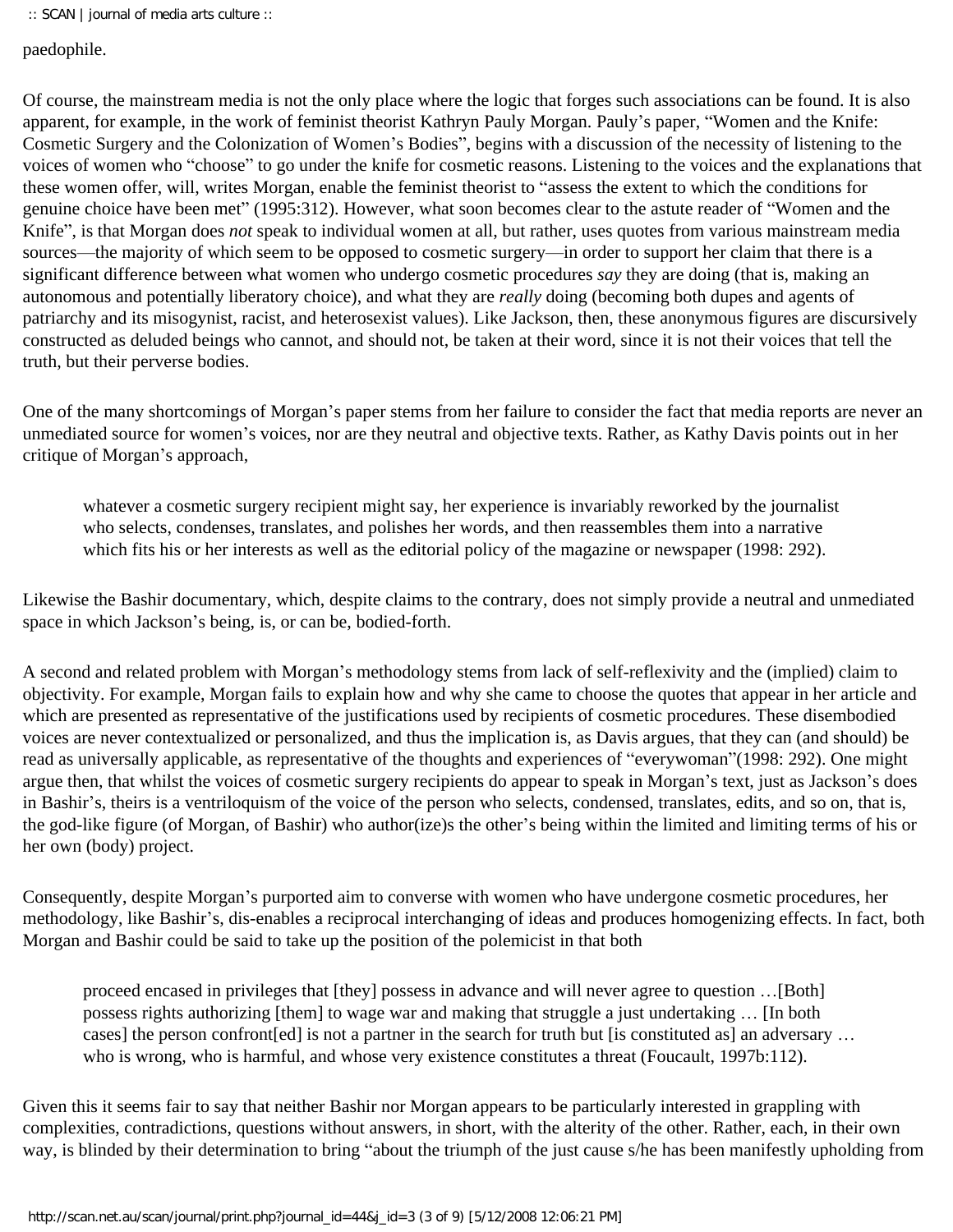paedophile.

Of course, the mainstream media is not the only place where the logic that forges such associations can be found. It is also apparent, for example, in the work of feminist theorist Kathryn Pauly Morgan. Pauly's paper, "Women and the Knife: Cosmetic Surgery and the Colonization of Women's Bodies", begins with a discussion of the necessity of listening to the voices of women who "choose" to go under the knife for cosmetic reasons. Listening to the voices and the explanations that these women offer, will, writes Morgan, enable the feminist theorist to "assess the extent to which the conditions for genuine choice have been met" (1995:312). However, what soon becomes clear to the astute reader of "Women and the Knife", is that Morgan does *not* speak to individual women at all, but rather, uses quotes from various mainstream media sources—the majority of which seem to be opposed to cosmetic surgery—in order to support her claim that there is a significant difference between what women who undergo cosmetic procedures *say* they are doing (that is, making an autonomous and potentially liberatory choice), and what they are *really* doing (becoming both dupes and agents of patriarchy and its misogynist, racist, and heterosexist values). Like Jackson, then, these anonymous figures are discursively constructed as deluded beings who cannot, and should not, be taken at their word, since it is not their voices that tell the truth, but their perverse bodies.

One of the many shortcomings of Morgan's paper stems from her failure to consider the fact that media reports are never an unmediated source for women's voices, nor are they neutral and objective texts. Rather, as Kathy Davis points out in her critique of Morgan's approach,

> whatever a cosmetic surgery recipient might say, her experience is invariably reworked by the journalist who selects, condenses, translates, and polishes her words, and then reassembles them into a narrative which fits his or her interests as well as the editorial policy of the magazine or newspaper (1998: 292).

Likewise the Bashir documentary, which, despite claims to the contrary, does not simply provide a neutral and unmediated space in which Jackson's being, is, or can be, bodied-forth.

A second and related problem with Morgan's methodology stems from lack of self-reflexivity and the (implied) claim to objectivity. For example, Morgan fails to explain how and why she came to choose the quotes that appear in her article and which are presented as representative of the justifications used by recipients of cosmetic procedures. These disembodied voices are never contextualized or personalized, and thus the implication is, as Davis argues, that they can (and should) be read as universally applicable, as representative of the thoughts and experiences of "everywoman"(1998: 292). One might argue then, that whilst the voices of cosmetic surgery recipients do appear to speak in Morgan's text, just as Jackson's does in Bashir's, theirs is a ventriloquism of the voice of the person who selects, condensed, translates, edits, and so on, that is, the god-like figure (of Morgan, of Bashir) who author(ize)s the other's being within the limited and limiting terms of his or her own (body) project.

Consequently, despite Morgan's purported aim to converse with women who have undergone cosmetic procedures, her methodology, like Bashir's, dis-enables a reciprocal interchanging of ideas and produces homogenizing effects. In fact, both Morgan and Bashir could be said to take up the position of the polemicist in that both

> proceed encased in privileges that [they] possess in advance and will never agree to question …[Both] possess rights authorizing [them] to wage war and making that struggle a just undertaking … [In both cases] the person confront[ed] is not a partner in the search for truth but [is constituted as] an adversary … who is wrong, who is harmful, and whose very existence constitutes a threat (Foucault, 1997b:112).

Given this it seems fair to say that neither Bashir nor Morgan appears to be particularly interested in grappling with complexities, contradictions, questions without answers, in short, with the alterity of the other. Rather, each, in their own way, is blinded by their determination to bring "about the triumph of the just cause s/he has been manifestly upholding from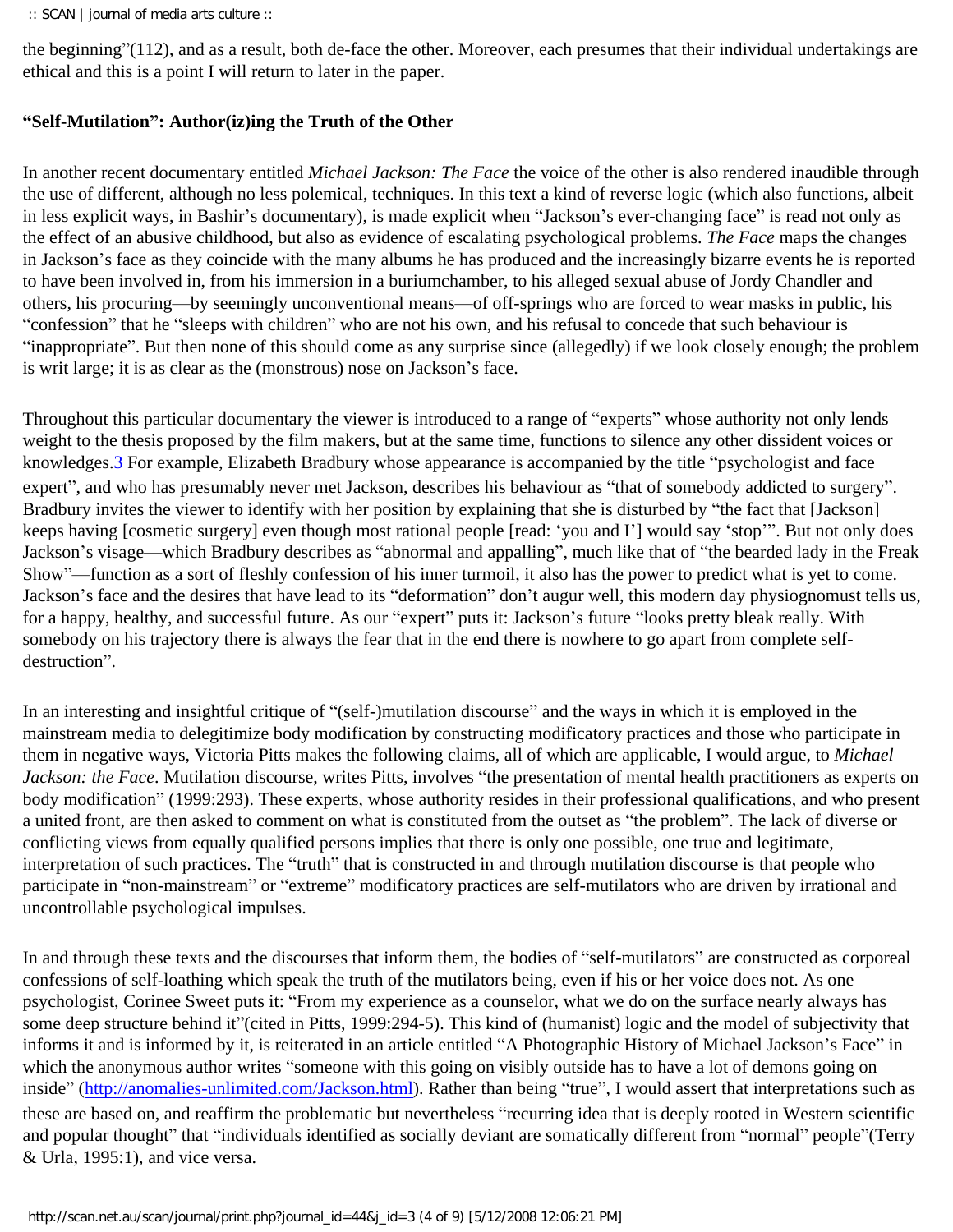the beginning"(112), and as a result, both de-face the other. Moreover, each presumes that their individual undertakings are ethical and this is a point I will return to later in the paper.

**"Self-Mutilation": Author(iz)ing the Truth of the Other**

In another recent documentary entitled *Michael Jackson: The Face* the voice of the other is also rendered inaudible through the use of different, although no less polemical, techniques. In this text a kind of reverse logic (which also functions, albeit in less explicit ways, in Bashir's documentary), is made explicit when "Jackson's ever-changing face" is read not only as the effect of an abusive childhood, but also as evidence of escalating psychological problems. *The Face* maps the changes in Jackson's face as they coincide with the many albums he has produced and the increasingly bizarre events he is reported to have been involved in, from his immersion in a buriumchamber, to his alleged sexual abuse of Jordy Chandler and others, his procuring—by seemingly unconventional means—of off-springs who are forced to wear masks in public, his "confession" that he "sleeps with children" who are not his own, and his refusal to concede that such behaviour is "inappropriate". But then none of this should come as any surprise since (allegedly) if we look closely enough; the problem is writ large; it is as clear as the (monstrous) nose on Jackson's face.

Throughout this particular documentary the viewer is introduced to a range of "experts" whose authority not only lends weight to the thesis proposed by the film makers, but at the same time, functions to silence any other dissident voices or knowledges.[3] For example, Elizabeth Bradbury whose appearance is accompanied by the title "psychologist and face expert", and who has presumably never met Jackson, describes his behaviour as "that of somebody addicted to surgery". Bradbury invites the viewer to identify with her position by explaining that she is disturbed by "the fact that [Jackson] keeps having [cosmetic surgery] even though most rational people [read: 'you and I'] would say 'stop'". But not only does Jackson's visage—which Bradbury describes as "abnormal and appalling", much like that of "the bearded lady in the Freak Show"—function as a sort of fleshly confession of his inner turmoil, it also has the power to predict what is yet to come. Jackson's face and the desires that have lead to its "deformation" don't augur well, this modern day physiognomust tells us, for a happy, healthy, and successful future. As our "expert" puts it: Jackson's future "looks pretty bleak really. With somebody on his trajectory there is always the fear that in the end there is nowhere to go apart from complete self-destruction".

In an interesting and insightful critique of "(self-)mutilation discourse" and the ways in which it is employed in the mainstream media to delegitimize body modification by constructing modificatory practices and those who participate in them in negative ways, Victoria Pitts makes the following claims, all of which are applicable, I would argue, to *Michael Jackson: the Face*. Mutilation discourse, writes Pitts, involves "the presentation of mental health practitioners as experts on body modification" (1999:293). These experts, whose authority resides in their professional qualifications, and who present a united front, are then asked to comment on what is constituted from the outset as "the problem". The lack of diverse or conflicting views from equally qualified persons implies that there is only one possible, one true and legitimate, interpretation of such practices. The "truth" that is constructed in and through mutilation discourse is that people who participate in "non-mainstream" or "extreme" modificatory practices are self-mutilators who are driven by irrational and uncontrollable psychological impulses.

In and through these texts and the discourses that inform them, the bodies of "self-mutilators" are constructed as corporeal confessions of self-loathing which speak the truth of the mutilators being, even if his or her voice does not. As one psychologist, Corinee Sweet puts it: "From my experience as a counselor, what we do on the surface nearly always has some deep structure behind it"(cited in Pitts, 1999:294-5). This kind of (humanist) logic and the model of subjectivity that informs it and is informed by it, is reiterated in an article entitled "A Photographic History of Michael Jackson's Face" in which the anonymous author writes "someone with this going on visibly outside has to have a lot of demons going on inside" (http://anomalies-unlimited.com/Jackson.html). Rather than being "true", I would assert that interpretations such as these are based on, and reaffirm the problematic but nevertheless "recurring idea that is deeply rooted in Western scientific and popular thought" that "individuals identified as socially deviant are somatically different from "normal" people"(Terry & Urla, 1995:1), and vice versa.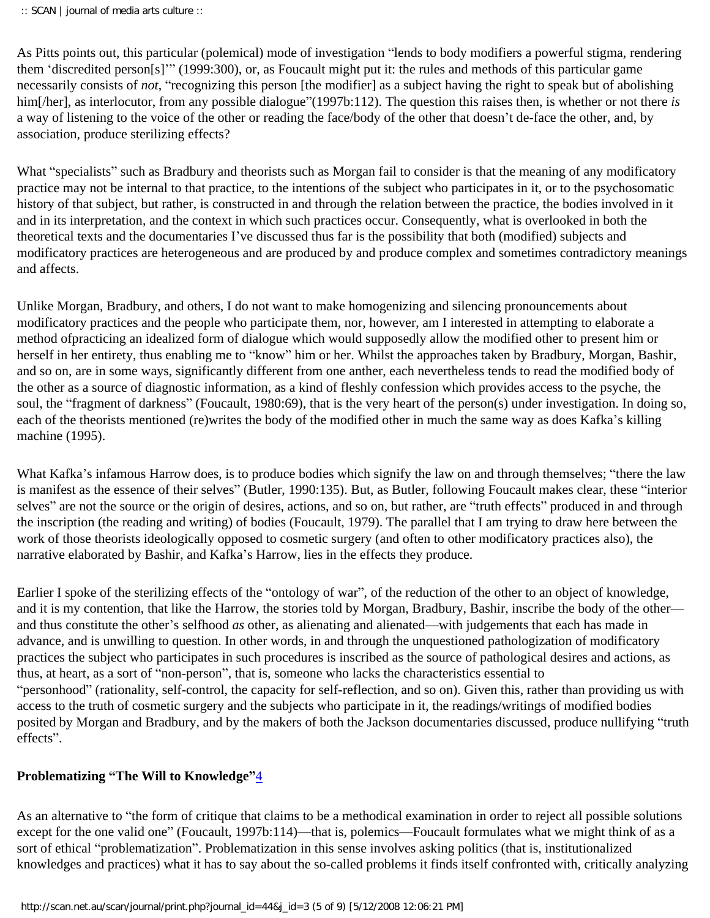As Pitts points out, this particular (polemical) mode of investigation "lends to body modifiers a powerful stigma, rendering them 'discredited person[s]'" (1999:300), or, as Foucault might put it: the rules and methods of this particular game necessarily consists of *not*, "recognizing this person [the modifier] as a subject having the right to speak but of abolishing him[/her], as interlocutor, from any possible dialogue"(1997b:112). The question this raises then, is whether or not there *is* a way of listening to the voice of the other or reading the face/body of the other that doesn't de-face the other, and, by association, produce sterilizing effects?

What "specialists" such as Bradbury and theorists such as Morgan fail to consider is that the meaning of any modificatory practice may not be internal to that practice, to the intentions of the subject who participates in it, or to the psychosomatic history of that subject, but rather, is constructed in and through the relation between the practice, the bodies involved in it and in its interpretation, and the context in which such practices occur. Consequently, what is overlooked in both the theoretical texts and the documentaries I've discussed thus far is the possibility that both (modified) subjects and modificatory practices are heterogeneous and are produced by and produce complex and sometimes contradictory meanings and affects.

Unlike Morgan, Bradbury, and others, I do not want to make homogenizing and silencing pronouncements about modificatory practices and the people who participate them, nor, however, am I interested in attempting to elaborate a method ofpracticing an idealized form of dialogue which would supposedly allow the modified other to present him or herself in her entirety, thus enabling me to "know" him or her. Whilst the approaches taken by Bradbury, Morgan, Bashir, and so on, are in some ways, significantly different from one anther, each nevertheless tends to read the modified body of the other as a source of diagnostic information, as a kind of fleshly confession which provides access to the psyche, the soul, the "fragment of darkness" (Foucault, 1980:69), that is the very heart of the person(s) under investigation. In doing so, each of the theorists mentioned (re)writes the body of the modified other in much the same way as does Kafka's killing machine (1995).

What Kafka's infamous Harrow does, is to produce bodies which signify the law on and through themselves; "there the law is manifest as the essence of their selves" (Butler, 1990:135). But, as Butler, following Foucault makes clear, these "interior selves" are not the source or the origin of desires, actions, and so on, but rather, are "truth effects" produced in and through the inscription (the reading and writing) of bodies (Foucault, 1979). The parallel that I am trying to draw here between the work of those theorists ideologically opposed to cosmetic surgery (and often to other modificatory practices also), the narrative elaborated by Bashir, and Kafka's Harrow, lies in the effects they produce.

Earlier I spoke of the sterilizing effects of the "ontology of war", of the reduction of the other to an object of knowledge, and it is my contention, that like the Harrow, the stories told by Morgan, Bradbury, Bashir, inscribe the body of the other—and thus constitute the other's selfhood *as* other, as alienating and alienated—with judgements that each has made in advance, and is unwilling to question. In other words, in and through the unquestioned pathologization of modificatory practices the subject who participates in such procedures is inscribed as the source of pathological desires and actions, as thus, at heart, as a sort of "non-person", that is, someone who lacks the characteristics essential to "personhood" (rationality, self-control, the capacity for self-reflection, and so on). Given this, rather than providing us with access to the truth of cosmetic surgery and the subjects who participate in it, the readings/writings of modified bodies posited by Morgan and Bradbury, and by the makers of both the Jackson documentaries discussed, produce nullifying "truth effects".

## Problematizing "The Will to Knowledge"[4]

As an alternative to "the form of critique that claims to be a methodical examination in order to reject all possible solutions except for the one valid one" (Foucault, 1997b:114)—that is, polemics—Foucault formulates what we might think of as a sort of ethical "problematization". Problematization in this sense involves asking politics (that is, institutionalized knowledges and practices) what it has to say about the so-called problems it finds itself confronted with, critically analyzing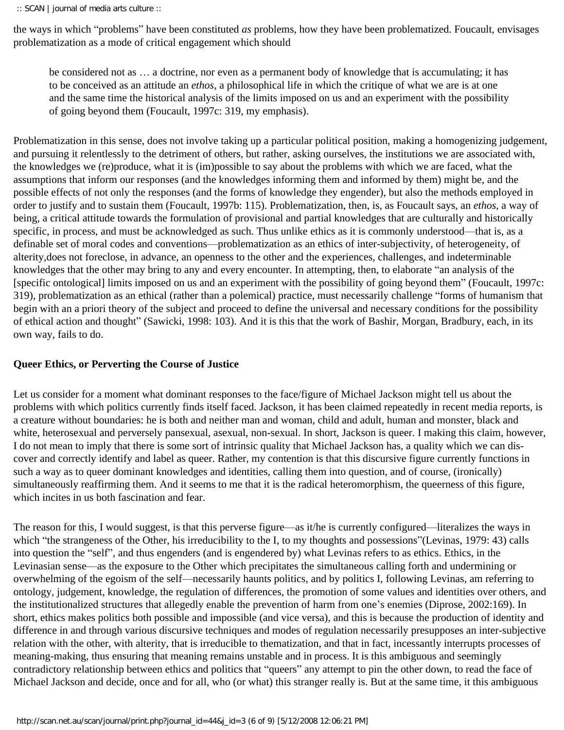the ways in which "problems" have been constituted *as* problems, how they have been problematized. Foucault, envisages problematization as a mode of critical engagement which should

> be considered not as … a doctrine, nor even as a permanent body of knowledge that is accumulating; it has to be conceived as an attitude an *ethos*, a philosophical life in which the critique of what we are is at one and the same time the historical analysis of the limits imposed on us and an experiment with the possibility of going beyond them (Foucault, 1997c: 319, my emphasis).

Problematization in this sense, does not involve taking up a particular political position, making a homogenizing judgement, and pursuing it relentlessly to the detriment of others, but rather, asking ourselves, the institutions we are associated with, the knowledges we (re)produce, what it is (im)possible to say about the problems with which we are faced, what the assumptions that inform our responses (and the knowledges informing them and informed by them) might be, and the possible effects of not only the responses (and the forms of knowledge they engender), but also the methods employed in order to justify and to sustain them (Foucault, 1997b: 115). Problematization, then, is, as Foucault says, an *ethos*, a way of being, a critical attitude towards the formulation of provisional and partial knowledges that are culturally and historically specific, in process, and must be acknowledged as such. Thus unlike ethics as it is commonly understood—that is, as a definable set of moral codes and conventions—problematization as an ethics of inter-subjectivity, of heterogeneity, of alterity,does not foreclose, in advance, an openness to the other and the experiences, challenges, and indeterminable knowledges that the other may bring to any and every encounter. In attempting, then, to elaborate "an analysis of the [specific ontological] limits imposed on us and an experiment with the possibility of going beyond them" (Foucault, 1997c: 319), problematization as an ethical (rather than a polemical) practice, must necessarily challenge "forms of humanism that begin with an a priori theory of the subject and proceed to define the universal and necessary conditions for the possibility of ethical action and thought" (Sawicki, 1998: 103). And it is this that the work of Bashir, Morgan, Bradbury, each, in its own way, fails to do.

**Queer Ethics, or Perverting the Course of Justice**

Let us consider for a moment what dominant responses to the face/figure of Michael Jackson might tell us about the problems with which politics currently finds itself faced. Jackson, it has been claimed repeatedly in recent media reports, is a creature without boundaries: he is both and neither man and woman, child and adult, human and monster, black and white, heterosexual and perversely pansexual, asexual, non-sexual. In short, Jackson is queer. I making this claim, however, I do not mean to imply that there is some sort of intrinsic quality that Michael Jackson has, a quality which we can dis-cover and correctly identify and label as queer. Rather, my contention is that this discursive figure currently functions in such a way as to queer dominant knowledges and identities, calling them into question, and of course, (ironically) simultaneously reaffirming them. And it seems to me that it is the radical heteromorphism, the queerness of this figure, which incites in us both fascination and fear.

The reason for this, I would suggest, is that this perverse figure—as it/he is currently configured—literalizes the ways in which "the strangeness of the Other, his irreducibility to the I, to my thoughts and possessions"(Levinas, 1979: 43) calls into question the "self", and thus engenders (and is engendered by) what Levinas refers to as ethics. Ethics, in the Levinasian sense—as the exposure to the Other which precipitates the simultaneous calling forth and undermining or overwhelming of the egoism of the self—necessarily haunts politics, and by politics I, following Levinas, am referring to ontology, judgement, knowledge, the regulation of differences, the promotion of some values and identities over others, and the institutionalized structures that allegedly enable the prevention of harm from one's enemies (Diprose, 2002:169). In short, ethics makes politics both possible and impossible (and vice versa), and this is because the production of identity and difference in and through various discursive techniques and modes of regulation necessarily presupposes an inter-subjective relation with the other, with alterity, that is irreducible to thematization, and that in fact, incessantly interrupts processes of meaning-making, thus ensuring that meaning remains unstable and in process. It is this ambiguous and seemingly contradictory relationship between ethics and politics that "queers" any attempt to pin the other down, to read the face of Michael Jackson and decide, once and for all, who (or what) this stranger really is. But at the same time, it this ambiguous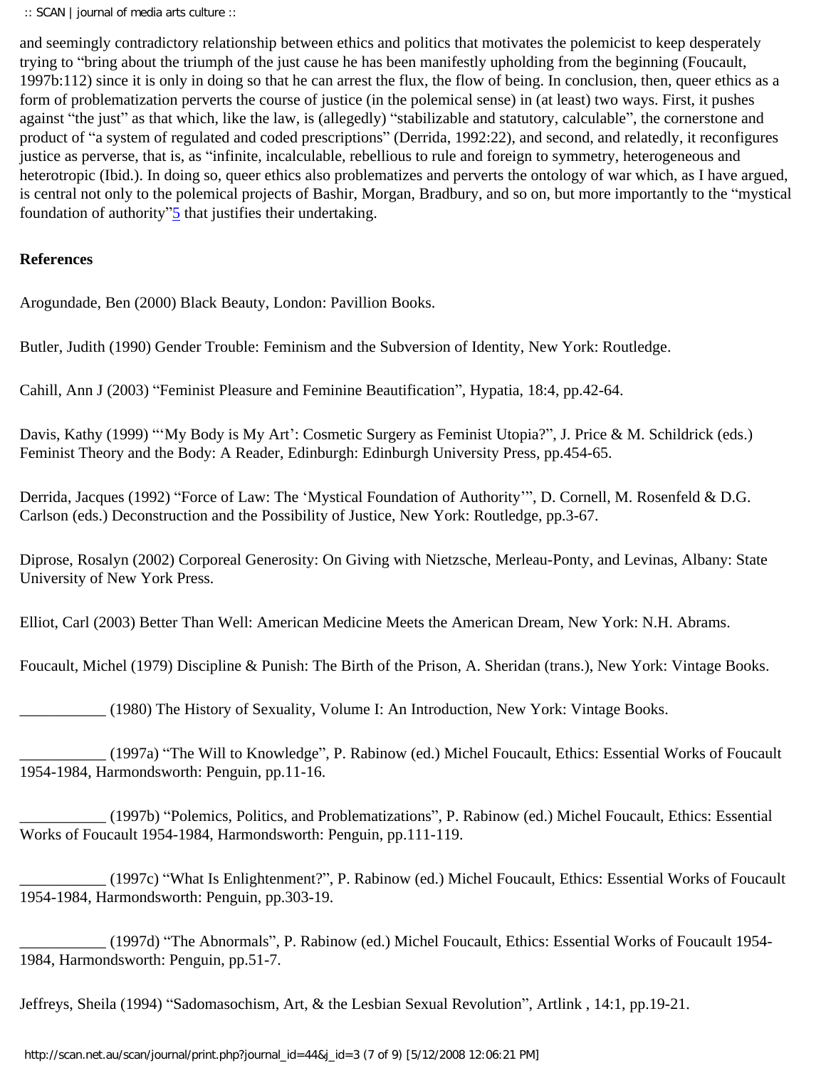and seemingly contradictory relationship between ethics and politics that motivates the polemicist to keep desperately trying to "bring about the triumph of the just cause he has been manifestly upholding from the beginning (Foucault, 1997b:112) since it is only in doing so that he can arrest the flux, the flow of being. In conclusion, then, queer ethics as a form of problematization perverts the course of justice (in the polemical sense) in (at least) two ways. First, it pushes against "the just" as that which, like the law, is (allegedly) "stabilizable and statutory, calculable", the cornerstone and product of "a system of regulated and coded prescriptions" (Derrida, 1992:22), and second, and relatedly, it reconfigures justice as perverse, that is, as "infinite, incalculable, rebellious to rule and foreign to symmetry, heterogeneous and heterotropic (Ibid.). In doing so, queer ethics also problematizes and perverts the ontology of war which, as I have argued, is central not only to the polemical projects of Bashir, Morgan, Bradbury, and so on, but more importantly to the "mystical foundation of authority"[5] that justifies their undertaking.

**References**

Arogundade, Ben (2000) Black Beauty, London: Pavillion Books.

Butler, Judith (1990) Gender Trouble: Feminism and the Subversion of Identity, New York: Routledge.

Cahill, Ann J (2003) "Feminist Pleasure and Feminine Beautification", Hypatia, 18:4, pp.42-64.

Davis, Kathy (1999) "'My Body is My Art': Cosmetic Surgery as Feminist Utopia?", J. Price & M. Schildrick (eds.) Feminist Theory and the Body: A Reader, Edinburgh: Edinburgh University Press, pp.454-65.

Derrida, Jacques (1992) "Force of Law: The 'Mystical Foundation of Authority'", D. Cornell, M. Rosenfeld & D.G. Carlson (eds.) Deconstruction and the Possibility of Justice, New York: Routledge, pp.3-67.

Diprose, Rosalyn (2002) Corporeal Generosity: On Giving with Nietzsche, Merleau-Ponty, and Levinas, Albany: State University of New York Press.

Elliot, Carl (2003) Better Than Well: American Medicine Meets the American Dream, New York: N.H. Abrams.

Foucault, Michel (1979) Discipline & Punish: The Birth of the Prison, A. Sheridan (trans.), New York: Vintage Books.

___________ (1980) The History of Sexuality, Volume I: An Introduction, New York: Vintage Books.

___________ (1997a) "The Will to Knowledge", P. Rabinow (ed.) Michel Foucault, Ethics: Essential Works of Foucault 1954-1984, Harmondsworth: Penguin, pp.11-16.

___________ (1997b) "Polemics, Politics, and Problematizations", P. Rabinow (ed.) Michel Foucault, Ethics: Essential Works of Foucault 1954-1984, Harmondsworth: Penguin, pp.111-119.

___________ (1997c) "What Is Enlightenment?", P. Rabinow (ed.) Michel Foucault, Ethics: Essential Works of Foucault 1954-1984, Harmondsworth: Penguin, pp.303-19.

___________ (1997d) "The Abnormals", P. Rabinow (ed.) Michel Foucault, Ethics: Essential Works of Foucault 1954-1984, Harmondsworth: Penguin, pp.51-7.

Jeffreys, Sheila (1994) "Sadomasochism, Art, & the Lesbian Sexual Revolution", Artlink , 14:1, pp.19-21.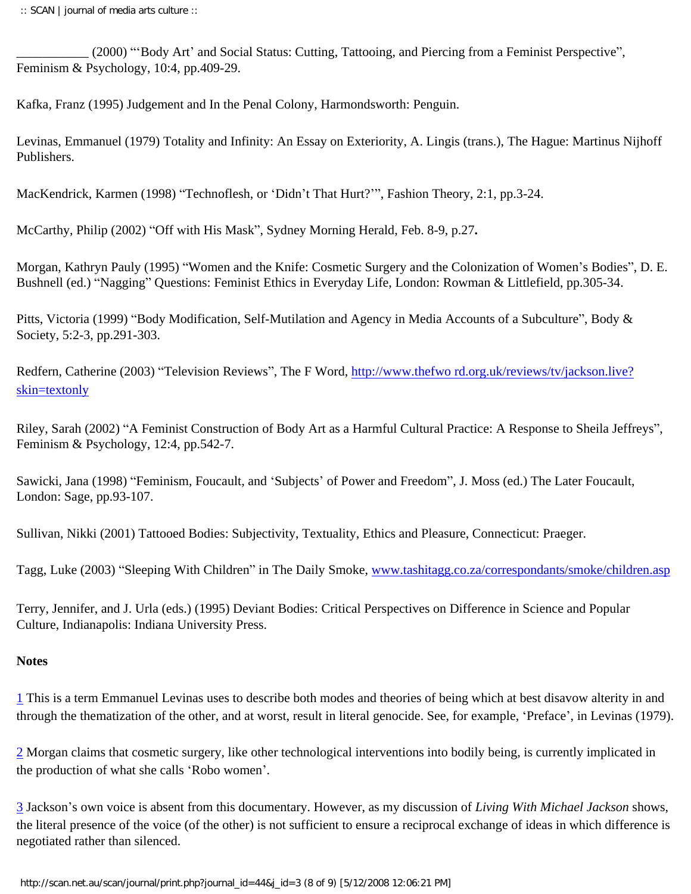___________ (2000) "'Body Art' and Social Status: Cutting, Tattooing, and Piercing from a Feminist Perspective", Feminism & Psychology, 10:4, pp.409-29.

Kafka, Franz (1995) Judgement and In the Penal Colony, Harmondsworth: Penguin.

Levinas, Emmanuel (1979) Totality and Infinity: An Essay on Exteriority, A. Lingis (trans.), The Hague: Martinus Nijhoff Publishers.

MacKendrick, Karmen (1998) "Technoflesh, or 'Didn't That Hurt?'", Fashion Theory, 2:1, pp.3-24.

McCarthy, Philip (2002) "Off with His Mask", Sydney Morning Herald, Feb. 8-9, p.27**.**

Morgan, Kathryn Pauly (1995) "Women and the Knife: Cosmetic Surgery and the Colonization of Women's Bodies", D. E. Bushnell (ed.) "Nagging" Questions: Feminist Ethics in Everyday Life, London: Rowman & Littlefield, pp.305-34.

Pitts, Victoria (1999) "Body Modification, Self-Mutilation and Agency in Media Accounts of a Subculture", Body & Society, 5:2-3, pp.291-303.

Redfern, Catherine (2003) "Television Reviews", The F Word, [http://www.thefwo rd.org.uk/reviews/tv/jackson.live?skin=textonly](http://www.thefword.org.uk/reviews/tv/jackson.live?skin=textonly)

Riley, Sarah (2002) "A Feminist Construction of Body Art as a Harmful Cultural Practice: A Response to Sheila Jeffreys", Feminism & Psychology, 12:4, pp.542-7.

Sawicki, Jana (1998) "Feminism, Foucault, and 'Subjects' of Power and Freedom", J. Moss (ed.) The Later Foucault, London: Sage, pp.93-107.

Sullivan, Nikki (2001) Tattooed Bodies: Subjectivity, Textuality, Ethics and Pleasure, Connecticut: Praeger.

Tagg, Luke (2003) "Sleeping With Children" in The Daily Smoke, [www.tashitagg.co.za/correspondants/smoke/children.asp](http://www.tashitagg.co.za/correspondants/smoke/children.asp)

Terry, Jennifer, and J. Urla (eds.) (1995) Deviant Bodies: Critical Perspectives on Difference in Science and Popular Culture, Indianapolis: Indiana University Press.

**Notes**

[1] This is a term Emmanuel Levinas uses to describe both modes and theories of being which at best disavow alterity in and through the thematization of the other, and at worst, result in literal genocide. See, for example, 'Preface', in Levinas (1979).

[2] Morgan claims that cosmetic surgery, like other technological interventions into bodily being, is currently implicated in the production of what she calls 'Robo women'.

[3] Jackson's own voice is absent from this documentary. However, as my discussion of *Living With Michael Jackson* shows, the literal presence of the voice (of the other) is not sufficient to ensure a reciprocal exchange of ideas in which difference is negotiated rather than silenced.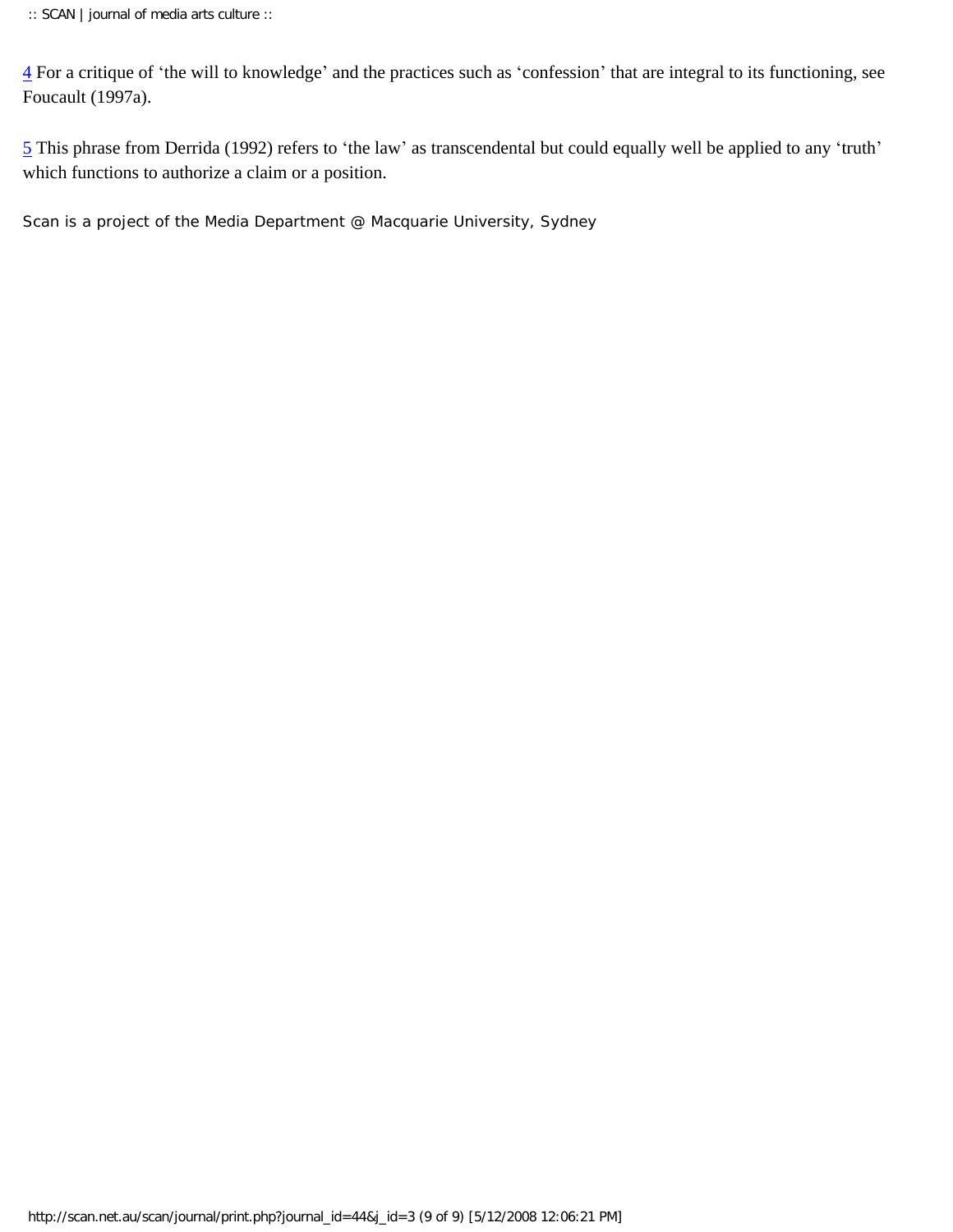[4] For a critique of 'the will to knowledge' and the practices such as 'confession' that are integral to its functioning, see Foucault (1997a).

[5] This phrase from Derrida (1992) refers to 'the law' as transcendental but could equally well be applied to any 'truth' which functions to authorize a claim or a position.

Scan is a project of the Media Department @ Macquarie University, Sydney